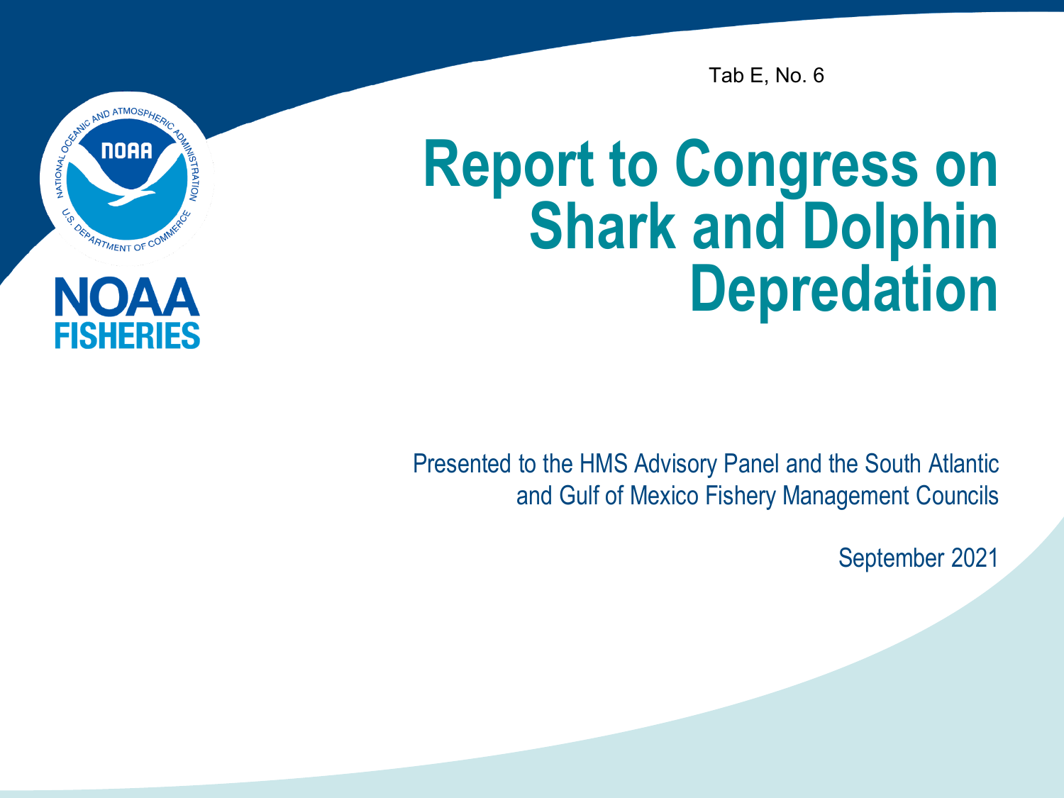Tab E, No. 6

NOAA FISHERIES

# Report to Congress on Shark and Dolphin Depredation

Presented to the HMS Advisory Panel and the South Atlantic and Gulf of Mexico Fishery Management Councils

September 2021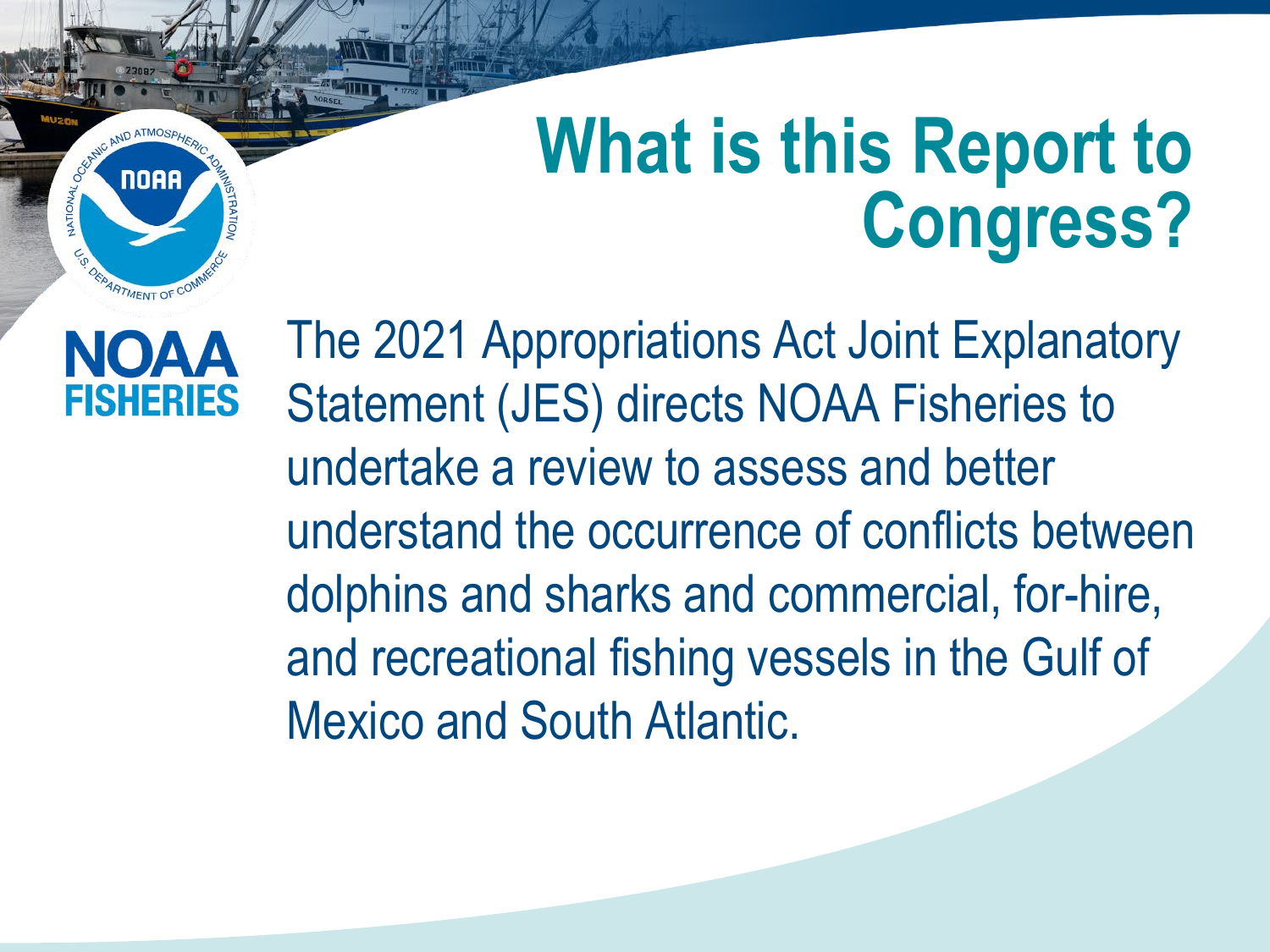# What is this Report to Congress?

The 2021 Appropriations Act Joint Explanatory Statement (JES) directs NOAA Fisheries to undertake a review to assess and better understand the occurrence of conflicts between dolphins and sharks and commercial, for-hire, and recreational fishing vessels in the Gulf of Mexico and South Atlantic.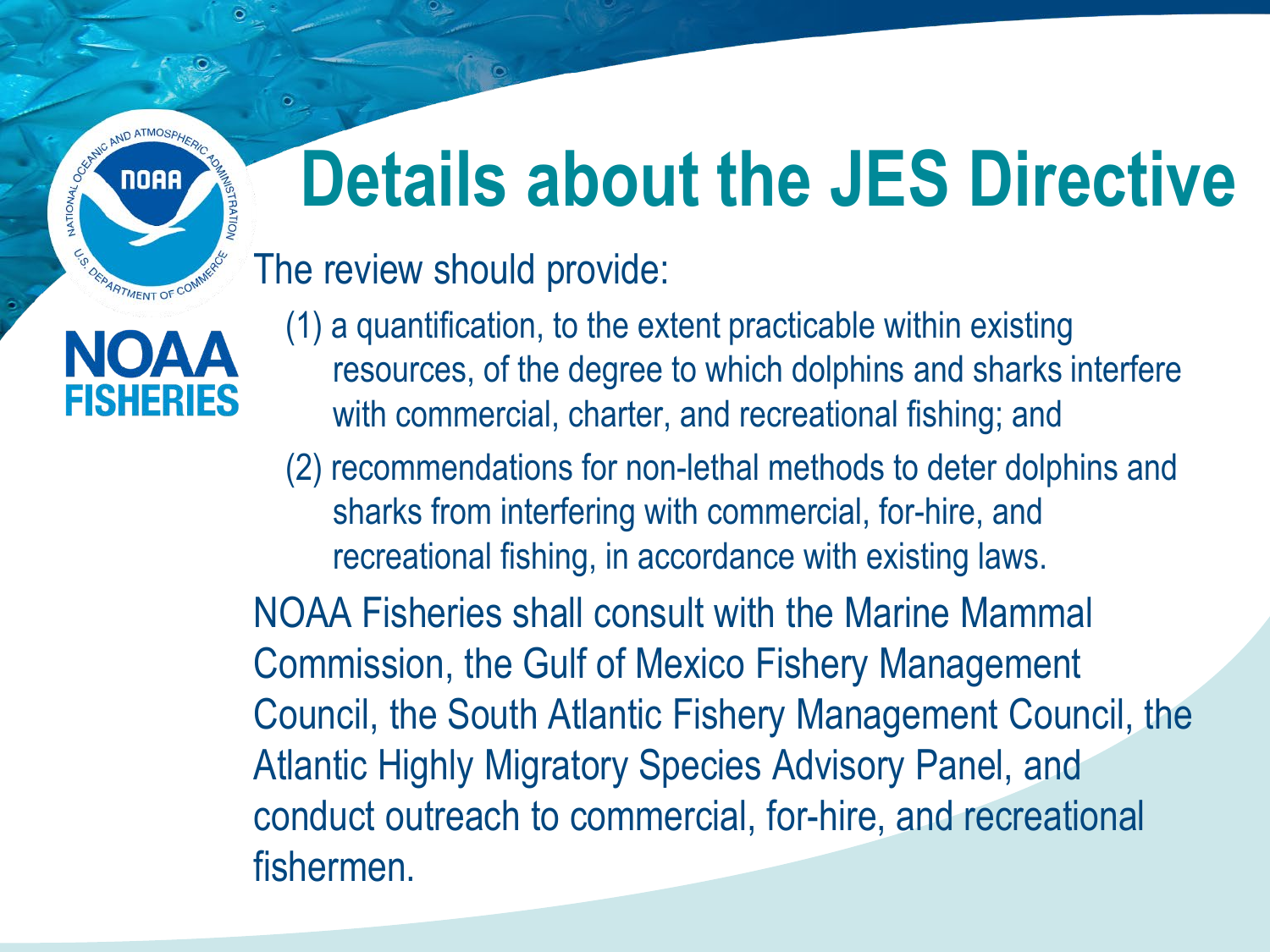# Details about the JES Directive

The review should provide:

(1) a quantification, to the extent practicable within existing resources, of the degree to which dolphins and sharks interfere with commercial, charter, and recreational fishing; and

(2) recommendations for non-lethal methods to deter dolphins and sharks from interfering with commercial, for-hire, and recreational fishing, in accordance with existing laws.

NOAA Fisheries shall consult with the Marine Mammal Commission, the Gulf of Mexico Fishery Management Council, the South Atlantic Fishery Management Council, the Atlantic Highly Migratory Species Advisory Panel, and conduct outreach to commercial, for-hire, and recreational fishermen.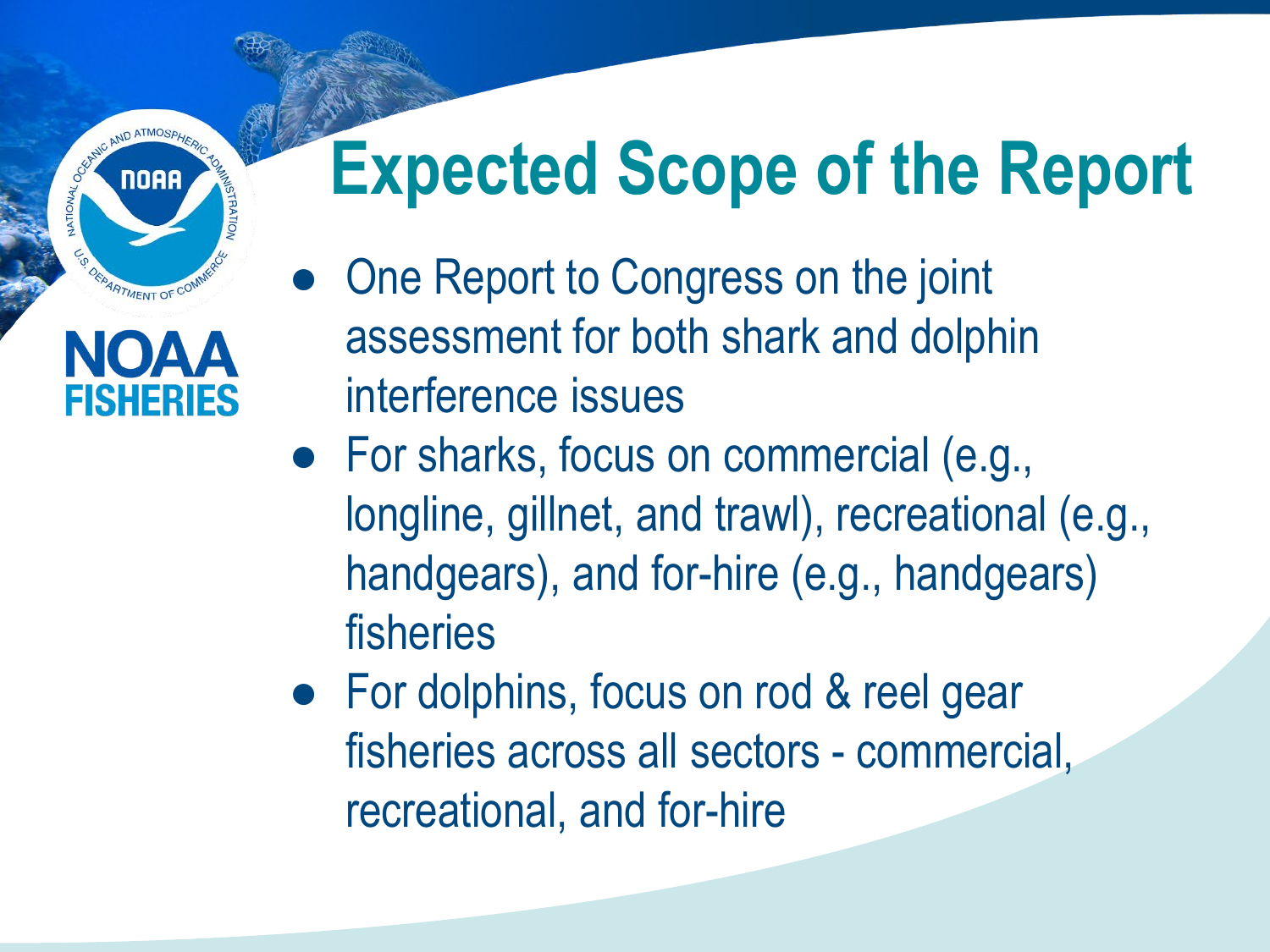# Expected Scope of the Report

- One Report to Congress on the joint assessment for both shark and dolphin interference issues
- For sharks, focus on commercial (e.g., longline, gillnet, and trawl), recreational (e.g., handgears), and for-hire (e.g., handgears) fisheries
- For dolphins, focus on rod & reel gear fisheries across all sectors - commercial, recreational, and for-hire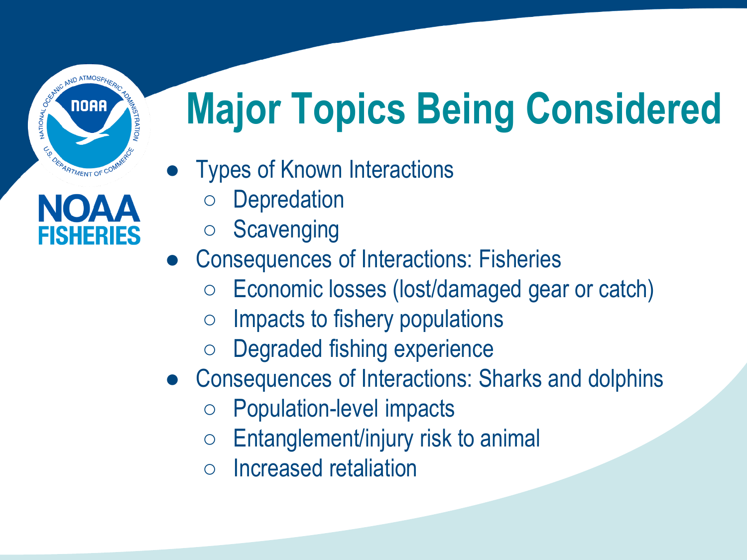# Major Topics Being Considered

- Types of Known Interactions
  - Depredation
  - Scavenging
- Consequences of Interactions: Fisheries
  - Economic losses (lost/damaged gear or catch)
  - Impacts to fishery populations
  - Degraded fishing experience
- Consequences of Interactions: Sharks and dolphins
  - Population-level impacts
  - Entanglement/injury risk to animal
  - Increased retaliation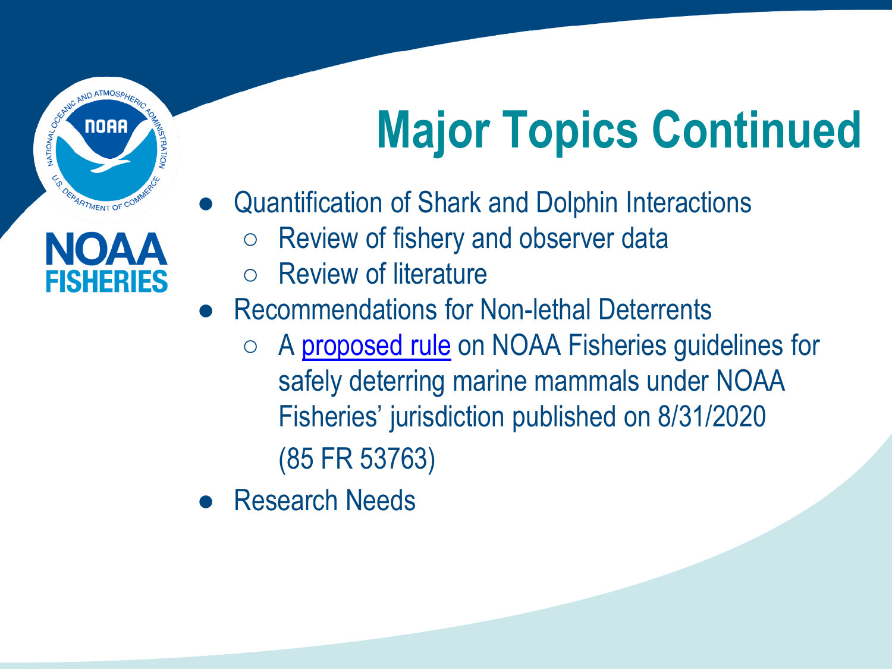# Major Topics Continued

- Quantification of Shark and Dolphin Interactions
  - Review of fishery and observer data
  - Review of literature
- Recommendations for Non-lethal Deterrents
  - A proposed rule on NOAA Fisheries guidelines for safely deterring marine mammals under NOAA Fisheries' jurisdiction published on 8/31/2020 (85 FR 53763)
- Research Needs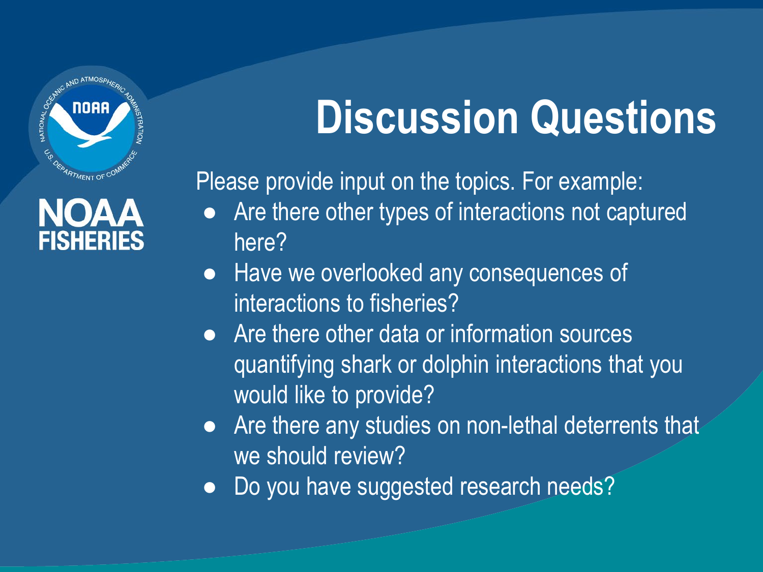# Discussion Questions

Please provide input on the topics. For example:

- Are there other types of interactions not captured here?
- Have we overlooked any consequences of interactions to fisheries?
- Are there other data or information sources quantifying shark or dolphin interactions that you would like to provide?
- Are there any studies on non-lethal deterrents that we should review?
- Do you have suggested research needs?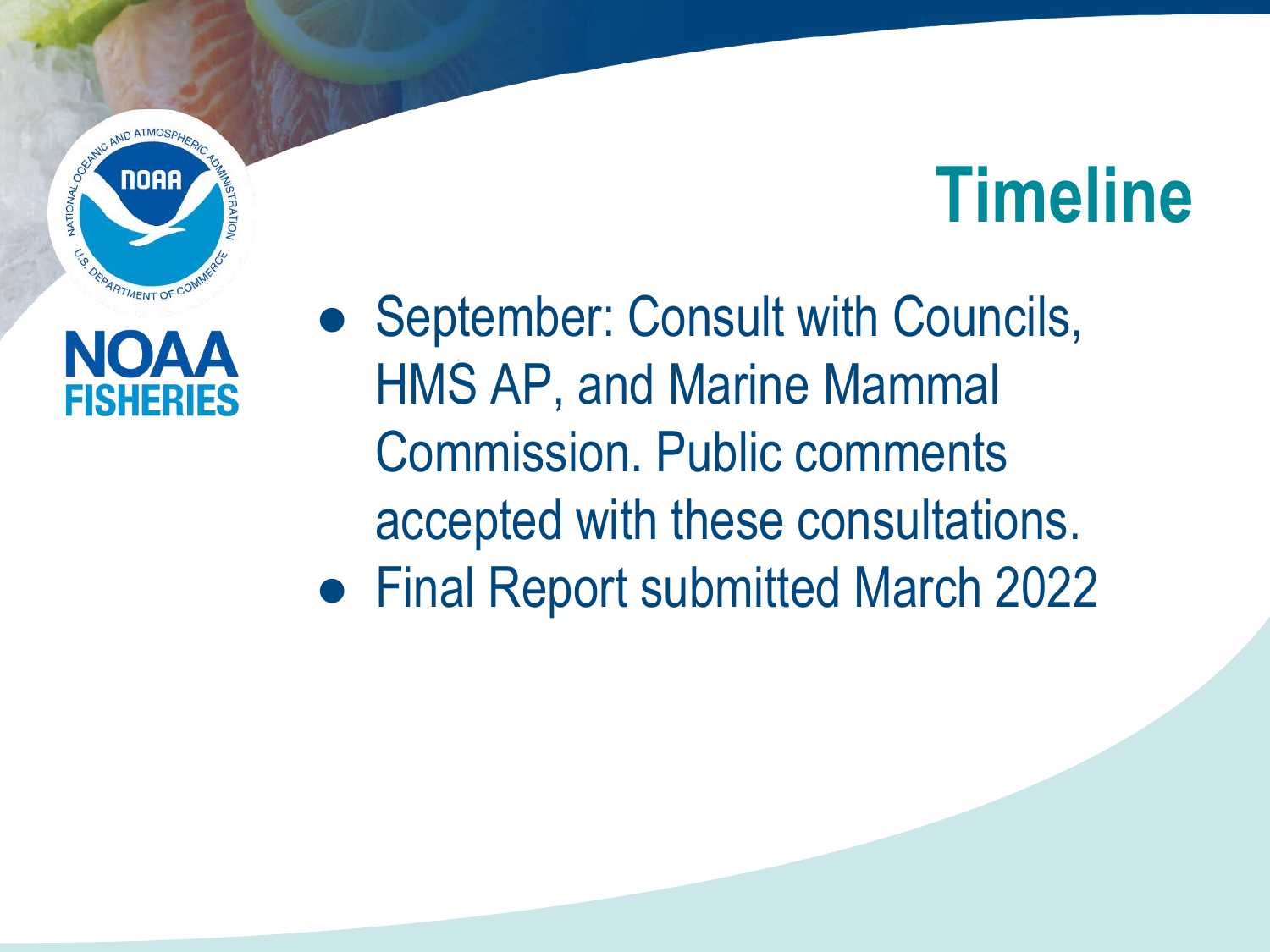# Timeline

- September: Consult with Councils, HMS AP, and Marine Mammal Commission. Public comments accepted with these consultations.
- Final Report submitted March 2022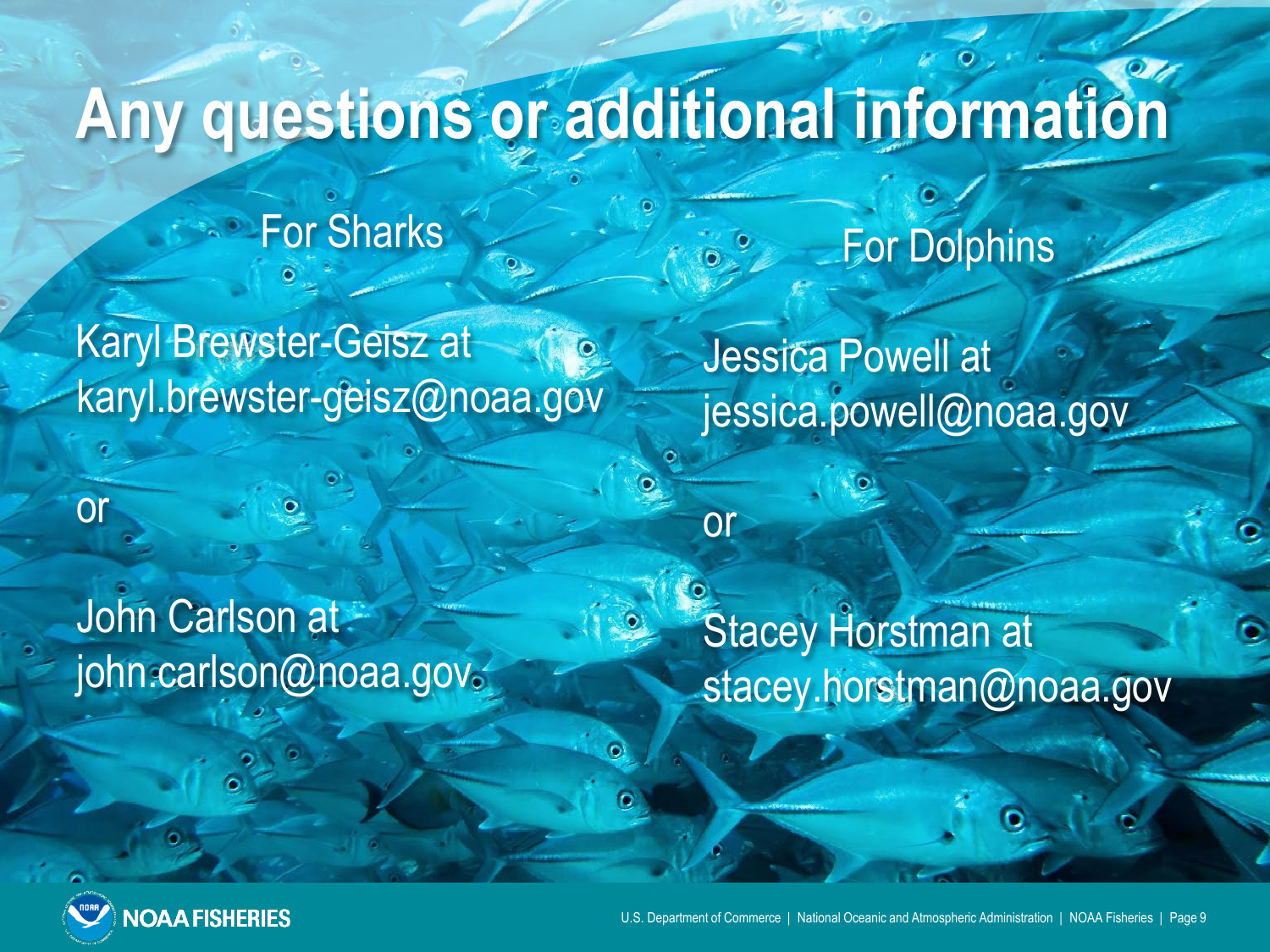# Any questions or additional information

For Sharks

Karyl Brewster-Geisz at karyl.brewster-geisz@noaa.gov

or

John Carlson at john.carlson@noaa.gov

For Dolphins

Jessica Powell at jessica.powell@noaa.gov

or

Stacey Horstman at stacey.horstman@noaa.gov